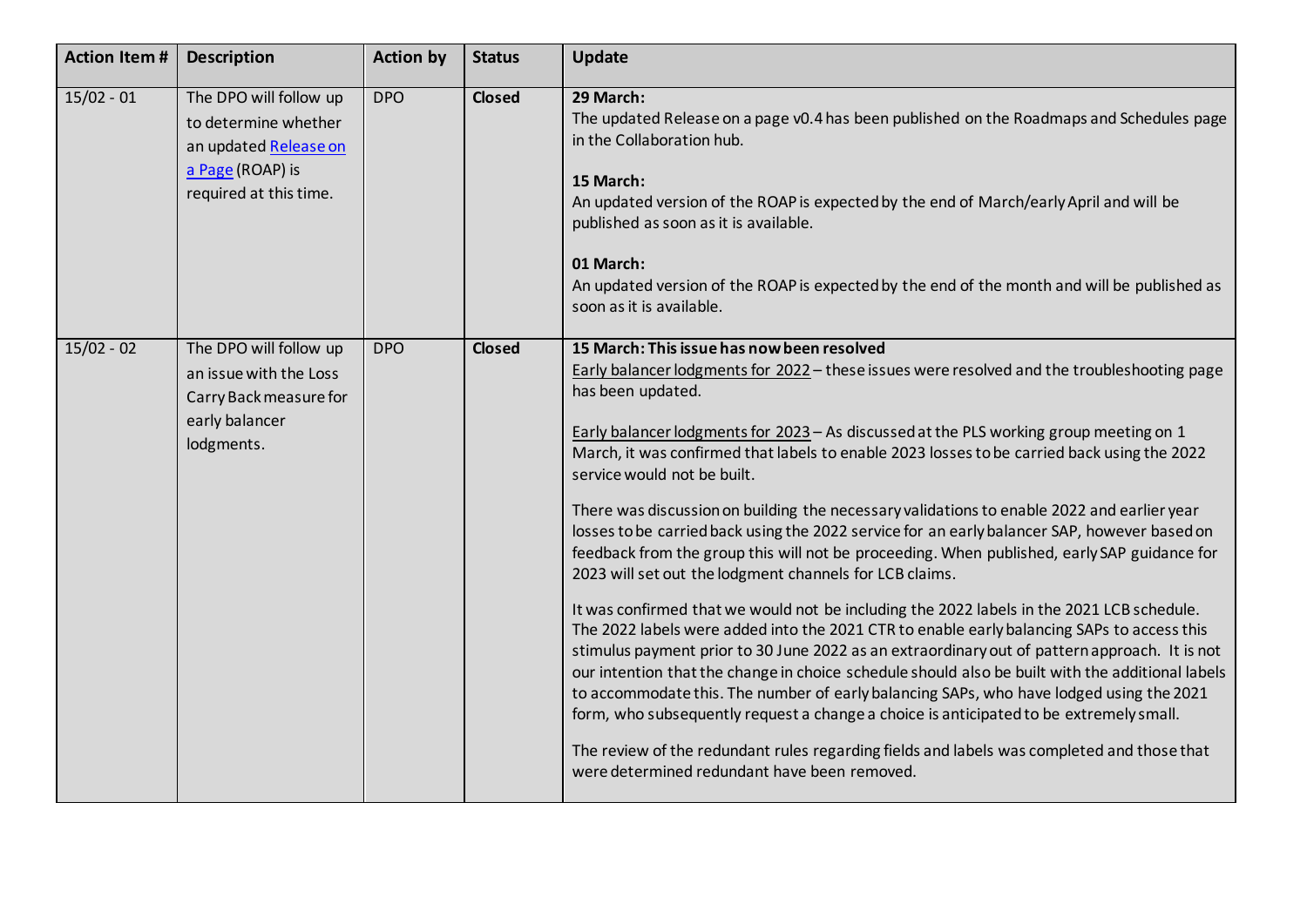| Action Item # | Description | Action by | Status | Update |
|---|---|---|---|---|
| 15/02 - 01 | The DPO will follow up to determine whether an updated Release on a Page (ROAP) is required at this time. | DPO | **Closed** | **29 March:**<br>The updated Release on a page v0.4 has been published on the Roadmaps and Schedules page in the Collaboration hub.<br><br>**15 March:**<br>An updated version of the ROAP is expected by the end of March/early April and will be published as soon as it is available.<br><br>**01 March:**<br>An updated version of the ROAP is expected by the end of the month and will be published as soon as it is available. |
| 15/02 - 02 | The DPO will follow up an issue with the Loss Carry Back measure for early balancer lodgments. | DPO | **Closed** | **15 March: This issue has now been resolved**<br>Early balancer lodgments for 2022 – these issues were resolved and the troubleshooting page has been updated.<br><br>Early balancer lodgments for 2023 – As discussed at the PLS working group meeting on 1 March, it was confirmed that labels to enable 2023 losses to be carried back using the 2022 service would not be built.<br><br>There was discussion on building the necessary validations to enable 2022 and earlier year losses to be carried back using the 2022 service for an early balancer SAP, however based on feedback from the group this will not be proceeding. When published, early SAP guidance for 2023 will set out the lodgment channels for LCB claims.<br><br>It was confirmed that we would not be including the 2022 labels in the 2021 LCB schedule. The 2022 labels were added into the 2021 CTR to enable early balancing SAPs to access this stimulus payment prior to 30 June 2022 as an extraordinary out of pattern approach. It is not our intention that the change in choice schedule should also be built with the additional labels to accommodate this. The number of early balancing SAPs, who have lodged using the 2021 form, who subsequently request a change a choice is anticipated to be extremely small.<br><br>The review of the redundant rules regarding fields and labels was completed and those that were determined redundant have been removed. |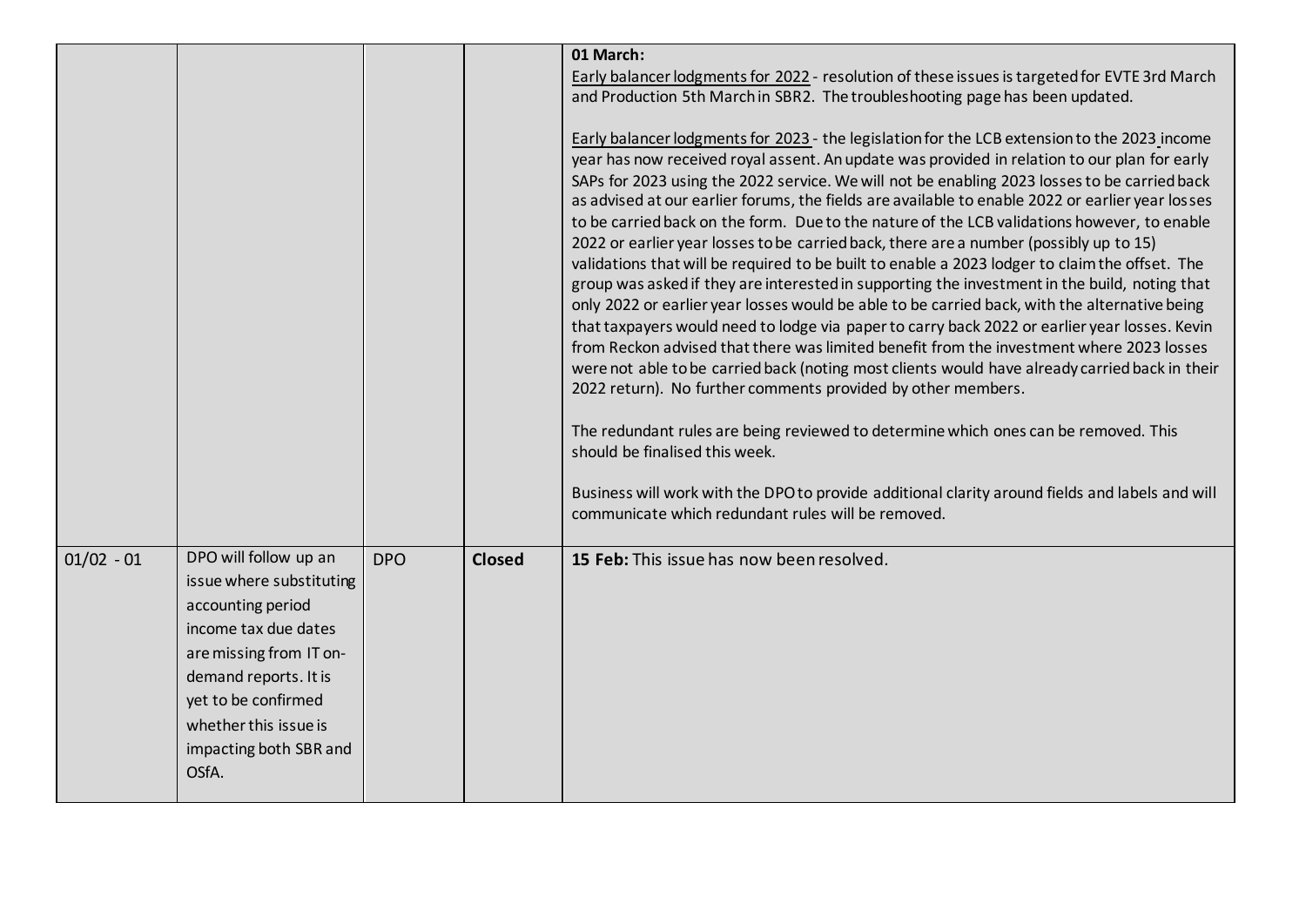| | | | | |
|---|---|---|---|---|
| | | | | **01 March:**<br>Early balancer lodgments for 2022 - resolution of these issues is targeted for EVTE 3rd March and Production 5th March in SBR2. The troubleshooting page has been updated.<br><br>Early balancer lodgments for 2023 - the legislation for the LCB extension to the 2023 income year has now received royal assent. An update was provided in relation to our plan for early SAPs for 2023 using the 2022 service. We will not be enabling 2023 losses to be carried back as advised at our earlier forums, the fields are available to enable 2022 or earlier year losses to be carried back on the form. Due to the nature of the LCB validations however, to enable 2022 or earlier year losses to be carried back, there are a number (possibly up to 15) validations that will be required to be built to enable a 2023 lodger to claim the offset. The group was asked if they are interested in supporting the investment in the build, noting that only 2022 or earlier year losses would be able to be carried back, with the alternative being that taxpayers would need to lodge via paper to carry back 2022 or earlier year losses. Kevin from Reckon advised that there was limited benefit from the investment where 2023 losses were not able to be carried back (noting most clients would have already carried back in their 2022 return). No further comments provided by other members.<br><br>The redundant rules are being reviewed to determine which ones can be removed. This should be finalised this week.<br><br>Business will work with the DPO to provide additional clarity around fields and labels and will communicate which redundant rules will be removed. |
| 01/02 - 01 | DPO will follow up an issue where substituting accounting period income tax due dates are missing from IT on-demand reports. It is yet to be confirmed whether this issue is impacting both SBR and OSfA. | DPO | **Closed** | **15 Feb:** This issue has now been resolved. |